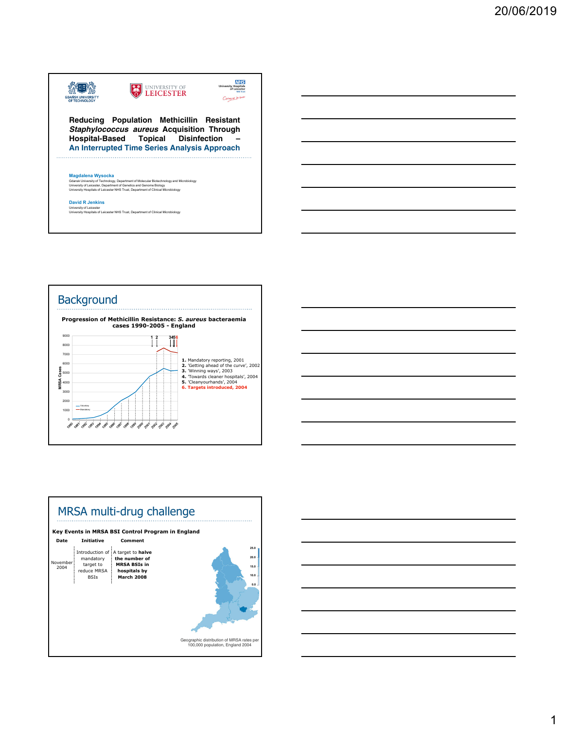# Reducing Population Methicillin Resistant *Staphylococcus aureus* Acquisition Through Hospital-Based Topical Disinfection – An Interrupted Time Series Analysis Approach

GDANSK UNIVERSITY OF TECHNOLOGY

UNIVERSITY OF LEICESTER

NHS University Hospitals of Leicester NHS Trust

**Magdalena Wysocka**
Gdansk University of Technology, Department of Molecular Biotechnology and Microbiology
University of Leicester, Department of Genetics and Genome Biology
University Hospitals of Leicester NHS Trust, Department of Clinical Microbiology

**David R Jenkins**
University of Leicester
University Hospitals of Leicester NHS Trust, Department of Clinical Microbiology

## Background

**Progression of Methicillin Resistance: *S. aureus* bacteraemia cases 1990-2005 - England**

1. Mandatory reporting, 2001
2. 'Getting ahead of the curve', 2002
3. 'Winning ways', 2003
4. 'Towards cleaner hospitals', 2004
5. 'Cleanyourhands', 2004
6. Targets introduced, 2004

## MRSA multi-drug challenge

**Key Events in MRSA BSI Control Program in England**

| Date | Initiative | Comment |
|---|---|---|
| November 2004 | Introduction of mandatory target to reduce MRSA BSIs | A target to **halve the number of MRSA BSIs in hospitals by March 2008** |

Geographic distribution of MRSA rates per 100,000 population, England 2004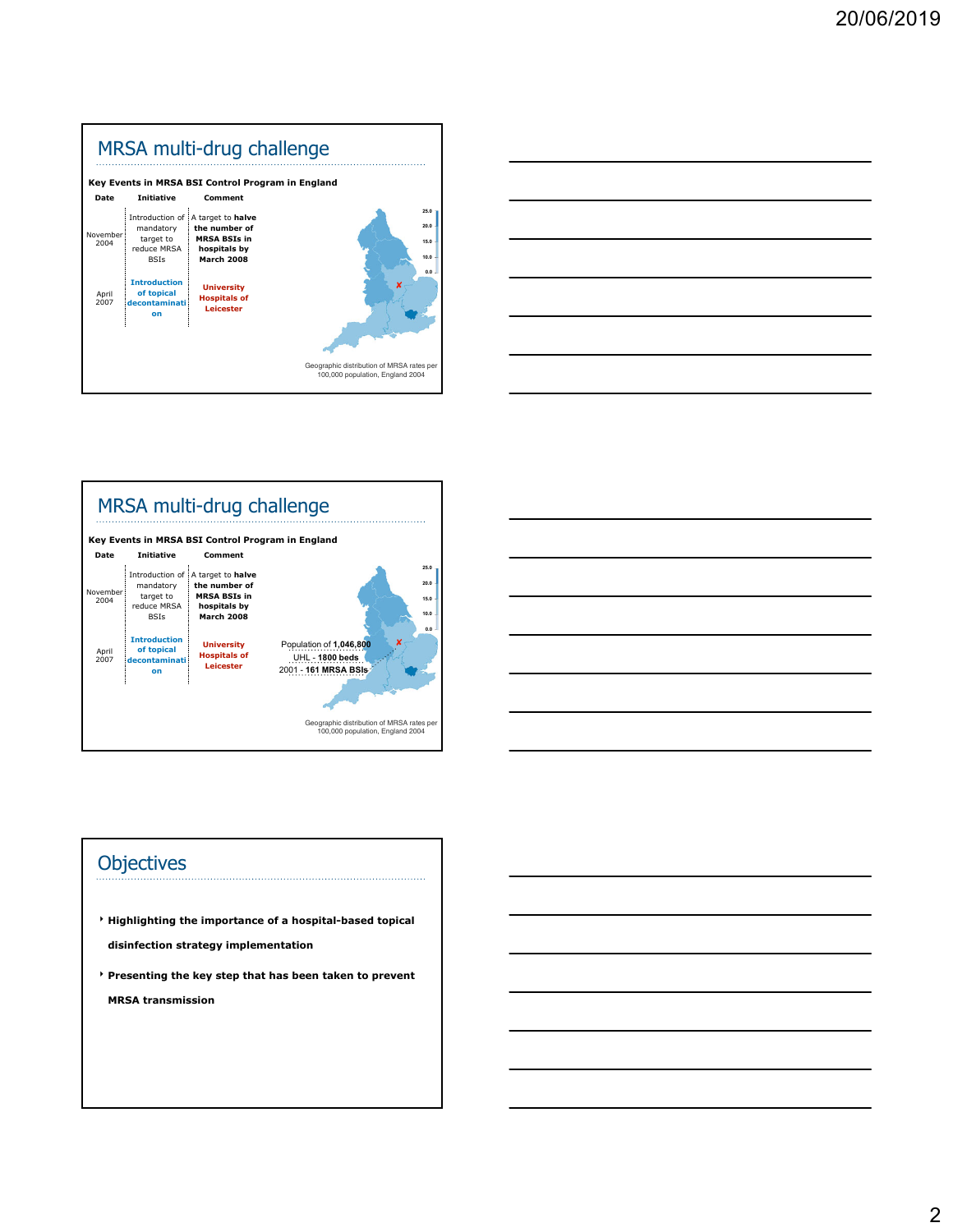## MRSA multi-drug challenge

**Key Events in MRSA BSI Control Program in England**

| Date | Initiative | Comment |
|---|---|---|
| November 2004 | Introduction of mandatory target to reduce MRSA BSIs | A target to **halve the number of MRSA BSIs in hospitals by March 2008** |
| April 2007 | **Introduction of topical decontamination** | **University Hospitals of Leicester** |

Geographic distribution of MRSA rates per 100,000 population, England 2004

## MRSA multi-drug challenge

**Key Events in MRSA BSI Control Program in England**

| Date | Initiative | Comment |
|---|---|---|
| November 2004 | Introduction of mandatory target to reduce MRSA BSIs | A target to **halve the number of MRSA BSIs in hospitals by March 2008** |
| April 2007 | **Introduction of topical decontamination** | **University Hospitals of Leicester** |

Population of **1,046,800**
UHL - **1800 beds**
2001 - **161 MRSA BSIs**

Geographic distribution of MRSA rates per 100,000 population, England 2004

## Objectives

- **Highlighting the importance of a hospital-based topical disinfection strategy implementation**
- **Presenting the key step that has been taken to prevent MRSA transmission**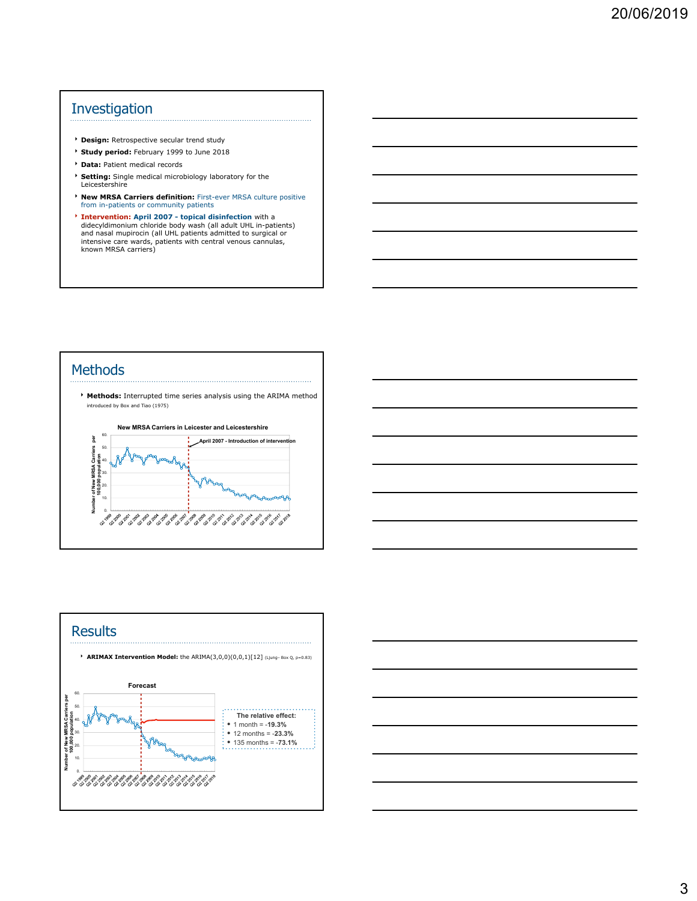## Investigation

- **Design:** Retrospective secular trend study
- **Study period:** February 1999 to June 2018
- **Data:** Patient medical records
- **Setting:** Single medical microbiology laboratory for the Leicestershire
- **New MRSA Carriers definition:** First-ever MRSA culture positive from in-patients or community patients
- **Intervention: April 2007 - topical disinfection** with a didecyldimonium chloride body wash (all adult UHL in-patients) and nasal mupirocin (all UHL patients admitted to surgical or intensive care wards, patients with central venous cannulas, known MRSA carriers)

## Methods

- **Methods:** Interrupted time series analysis using the ARIMA method introduced by Box and Tiao (1975)

New MRSA Carriers in Leicester and Leicestershire

April 2007 - Introduction of intervention

## Results

- **ARIMAX Intervention Model:** the ARIMA(3,0,0)(0,0,1)[12] (Ljung- Box Q, p=0.83)

Forecast

The relative effect:

- 1 month = **-19.3%**
- 12 months = **-23.3%**
- 135 months = **-73.1%**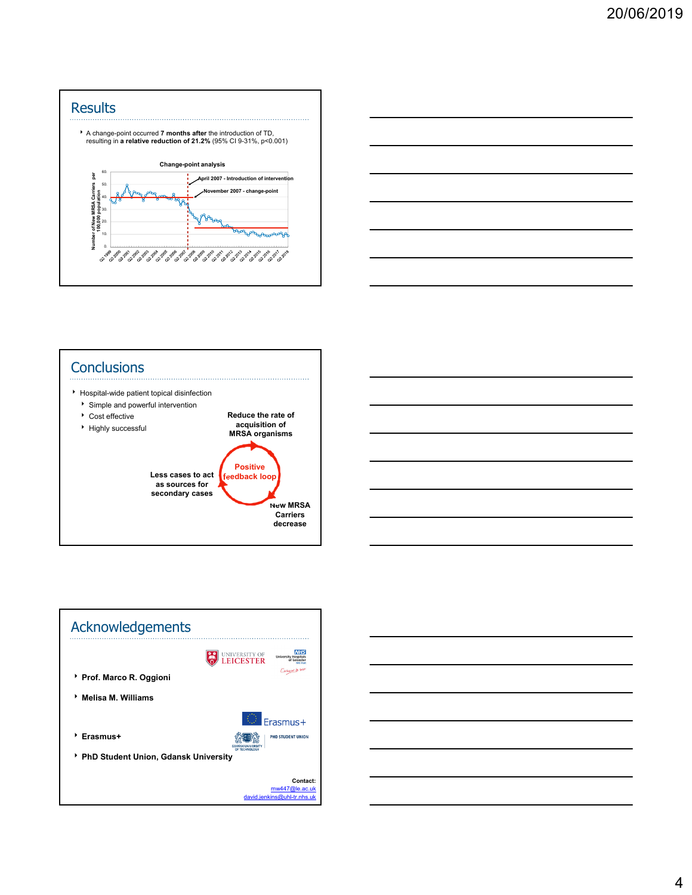## Results

- A change-point occurred **7 months after** the introduction of TD, resulting in **a relative reduction of 21.2%** (95% CI 9-31%, p<0.001)

Change-point analysis

Number of New MRSA Carriers per 100,000 population

60.
50.
40.
30.
20.
10.
0.

April 2007 - Introduction of intervention

November 2007 - change-point

Q1 1999, Q2 2000, Q2 2001, Q2 2002, Q2 2003, Q2 2004, Q2 2005, Q2 2006, Q2 2007, Q2 2008, Q2 2009, Q2 2010, Q2 2011, Q2 2012, Q2 2013, Q2 2014, Q2 2015, Q2 2016, Q2 2017, Q2 2018

## Conclusions

- Hospital-wide patient topical disinfection
  - Simple and powerful intervention
  - Cost effective
  - Highly successful

**Reduce the rate of acquisition of MRSA organisms**

**Positive feedback loop**

**New MRSA Carriers decrease**

**Less cases to act as sources for secondary cases**

## Acknowledgements

- **Prof. Marco R. Oggioni**
- **Melisa M. Williams**
- **Erasmus+**
- **PhD Student Union, Gdansk University**

UNIVERSITY OF LEICESTER

NHS University Hospitals of Leicester

Erasmus+

GDANSK UNIVERSITY OF TECHNOLOGY

PHD STUDENT UNION

**Contact:**
mw447@le.ac.uk
david.jenkins@uhl-tr.nhs.uk